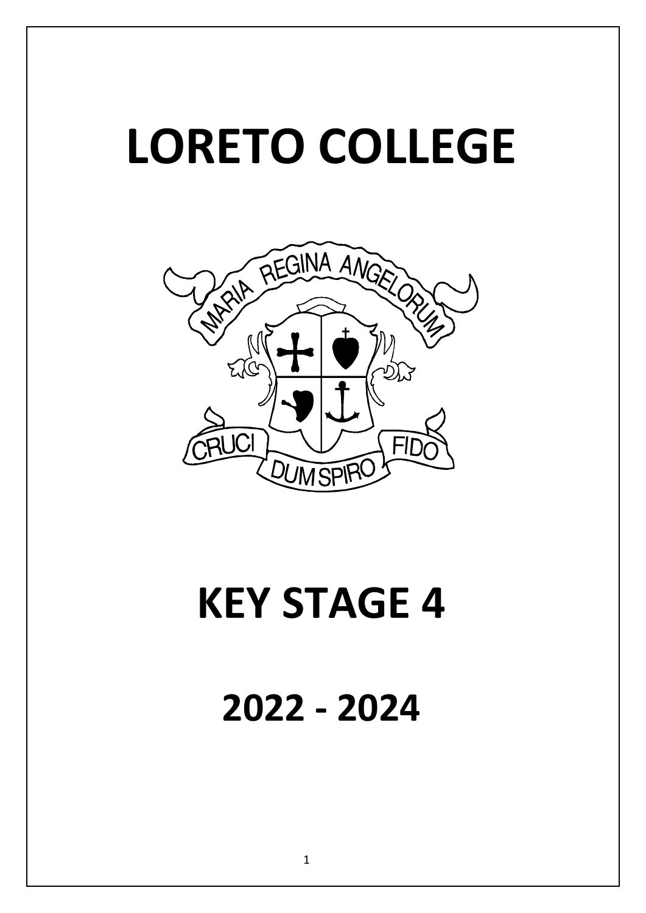# LORETO COLLEGE

MARIA REGINA ANGELORUM

CRUCI DUM SPIRO FIDO

# KEY STAGE 4

# 2022 - 2024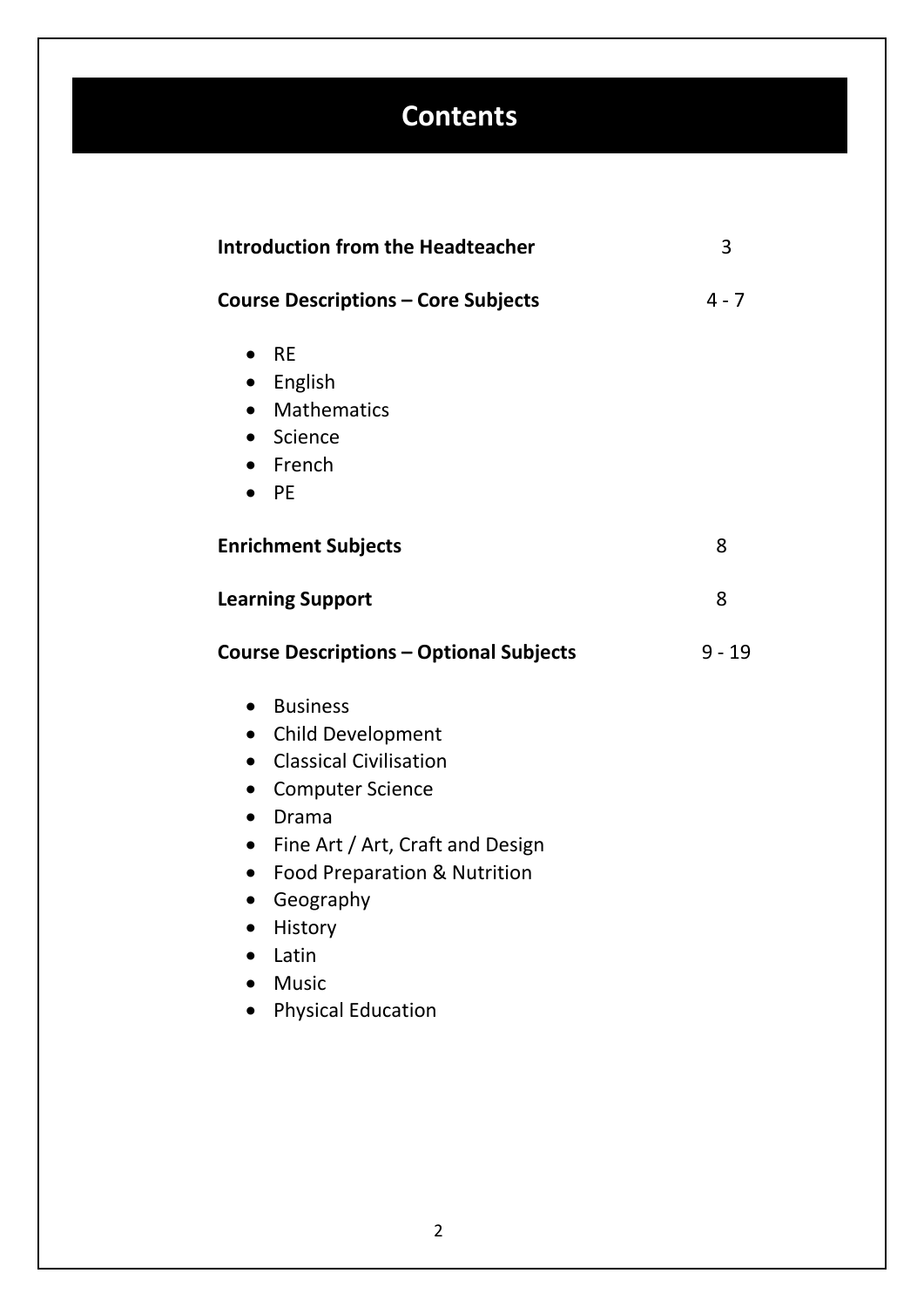# Contents

| | |
|---|---|
| **Introduction from the Headteacher** | 3 |
| **Course Descriptions – Core Subjects** | 4 - 7 |

- RE
- English
- Mathematics
- Science
- French
- PE

| | |
|---|---|
| **Enrichment Subjects** | 8 |
| **Learning Support** | 8 |
| **Course Descriptions – Optional Subjects** | 9 - 19 |

- Business
- Child Development
- Classical Civilisation
- Computer Science
- Drama
- Fine Art / Art, Craft and Design
- Food Preparation & Nutrition
- Geography
- History
- Latin
- Music
- Physical Education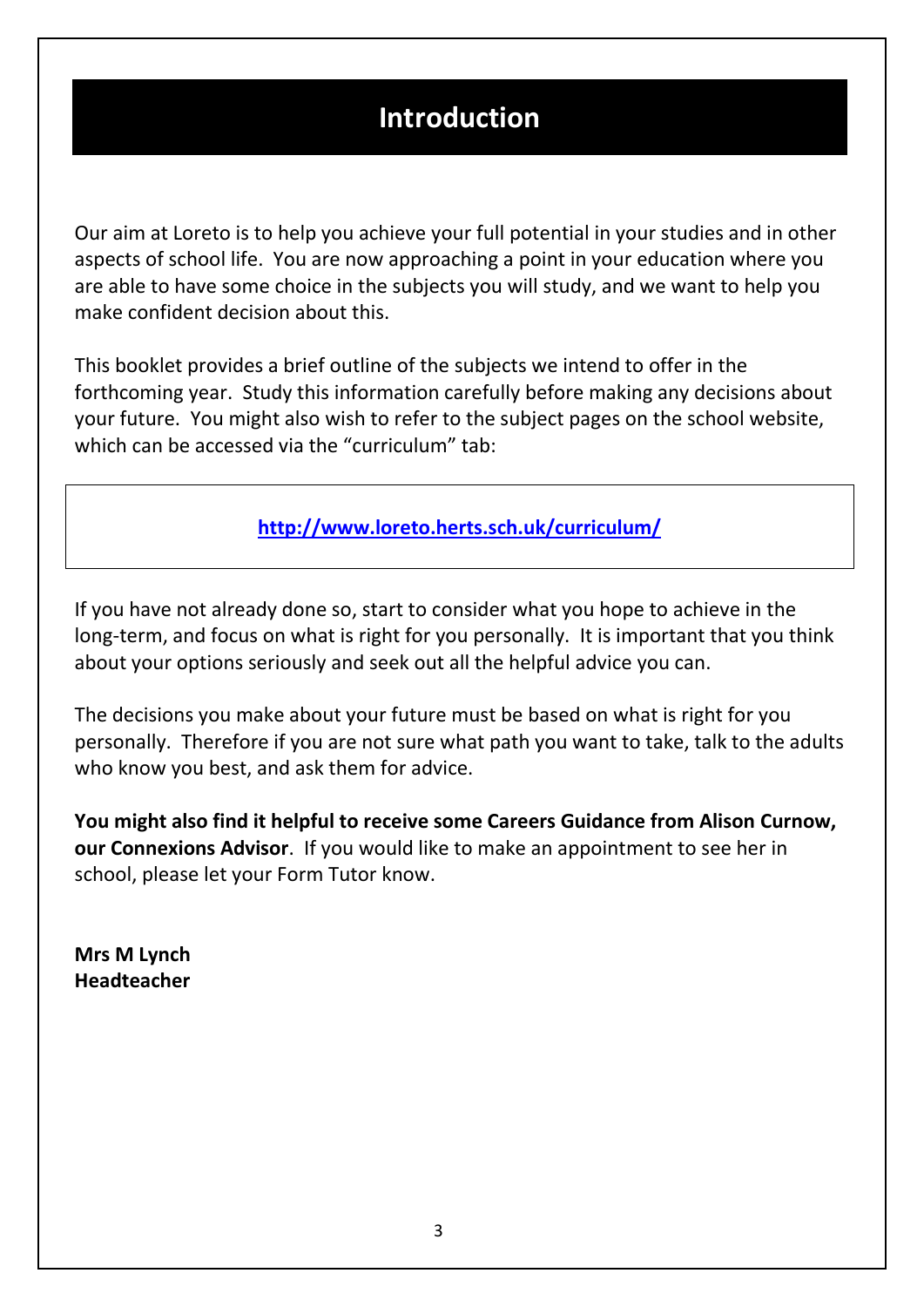# Introduction

Our aim at Loreto is to help you achieve your full potential in your studies and in other aspects of school life. You are now approaching a point in your education where you are able to have some choice in the subjects you will study, and we want to help you make confident decision about this.

This booklet provides a brief outline of the subjects we intend to offer in the forthcoming year. Study this information carefully before making any decisions about your future. You might also wish to refer to the subject pages on the school website, which can be accessed via the "curriculum" tab:

**http://www.loreto.herts.sch.uk/curriculum/**

If you have not already done so, start to consider what you hope to achieve in the long-term, and focus on what is right for you personally. It is important that you think about your options seriously and seek out all the helpful advice you can.

The decisions you make about your future must be based on what is right for you personally. Therefore if you are not sure what path you want to take, talk to the adults who know you best, and ask them for advice.

**You might also find it helpful to receive some Careers Guidance from Alison Curnow, our Connexions Advisor**. If you would like to make an appointment to see her in school, please let your Form Tutor know.

**Mrs M Lynch**
**Headteacher**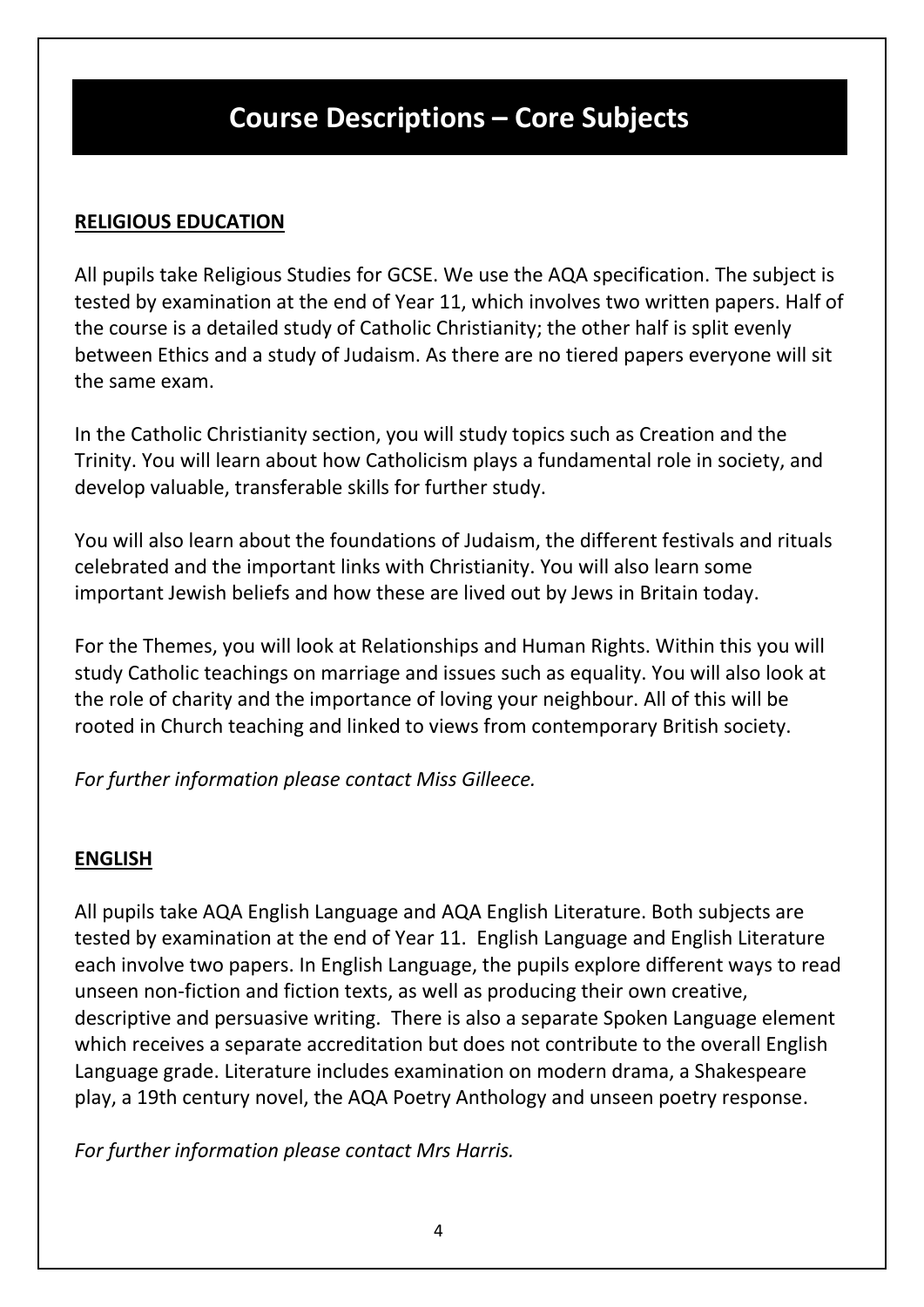# Course Descriptions – Core Subjects

## RELIGIOUS EDUCATION

All pupils take Religious Studies for GCSE. We use the AQA specification. The subject is tested by examination at the end of Year 11, which involves two written papers. Half of the course is a detailed study of Catholic Christianity; the other half is split evenly between Ethics and a study of Judaism. As there are no tiered papers everyone will sit the same exam.

In the Catholic Christianity section, you will study topics such as Creation and the Trinity. You will learn about how Catholicism plays a fundamental role in society, and develop valuable, transferable skills for further study.

You will also learn about the foundations of Judaism, the different festivals and rituals celebrated and the important links with Christianity. You will also learn some important Jewish beliefs and how these are lived out by Jews in Britain today.

For the Themes, you will look at Relationships and Human Rights. Within this you will study Catholic teachings on marriage and issues such as equality. You will also look at the role of charity and the importance of loving your neighbour. All of this will be rooted in Church teaching and linked to views from contemporary British society.

*For further information please contact Miss Gilleece.*

## ENGLISH

All pupils take AQA English Language and AQA English Literature. Both subjects are tested by examination at the end of Year 11. English Language and English Literature each involve two papers. In English Language, the pupils explore different ways to read unseen non-fiction and fiction texts, as well as producing their own creative, descriptive and persuasive writing. There is also a separate Spoken Language element which receives a separate accreditation but does not contribute to the overall English Language grade. Literature includes examination on modern drama, a Shakespeare play, a 19th century novel, the AQA Poetry Anthology and unseen poetry response.

*For further information please contact Mrs Harris.*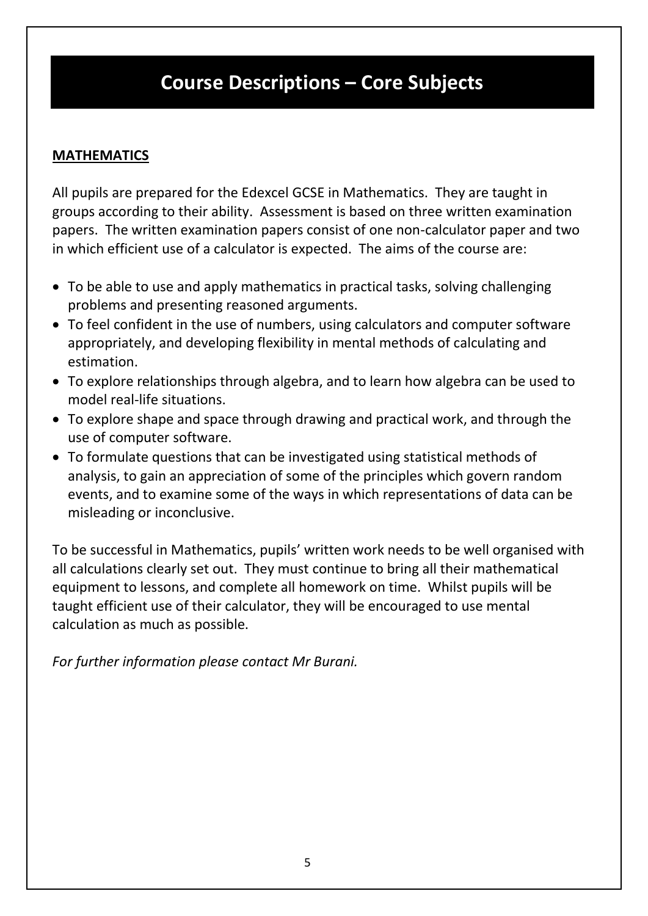# Course Descriptions – Core Subjects

## MATHEMATICS

All pupils are prepared for the Edexcel GCSE in Mathematics. They are taught in groups according to their ability. Assessment is based on three written examination papers. The written examination papers consist of one non-calculator paper and two in which efficient use of a calculator is expected. The aims of the course are:

- To be able to use and apply mathematics in practical tasks, solving challenging problems and presenting reasoned arguments.
- To feel confident in the use of numbers, using calculators and computer software appropriately, and developing flexibility in mental methods of calculating and estimation.
- To explore relationships through algebra, and to learn how algebra can be used to model real-life situations.
- To explore shape and space through drawing and practical work, and through the use of computer software.
- To formulate questions that can be investigated using statistical methods of analysis, to gain an appreciation of some of the principles which govern random events, and to examine some of the ways in which representations of data can be misleading or inconclusive.

To be successful in Mathematics, pupils' written work needs to be well organised with all calculations clearly set out. They must continue to bring all their mathematical equipment to lessons, and complete all homework on time. Whilst pupils will be taught efficient use of their calculator, they will be encouraged to use mental calculation as much as possible.

*For further information please contact Mr Burani.*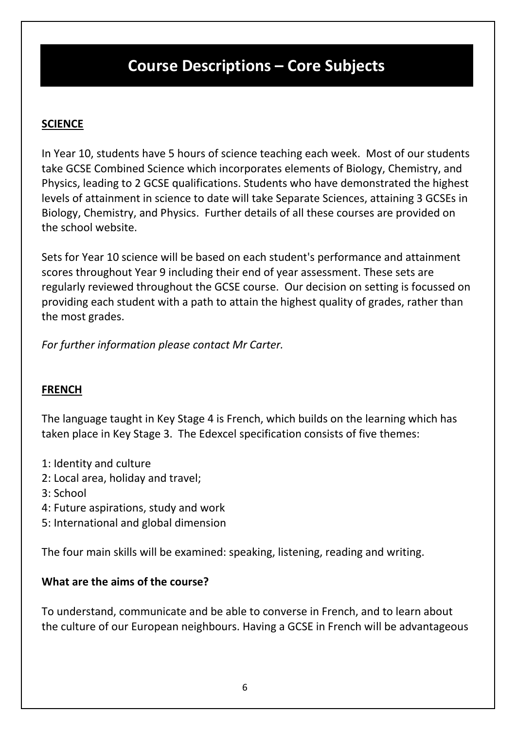# Course Descriptions – Core Subjects

## SCIENCE

In Year 10, students have 5 hours of science teaching each week. Most of our students take GCSE Combined Science which incorporates elements of Biology, Chemistry, and Physics, leading to 2 GCSE qualifications. Students who have demonstrated the highest levels of attainment in science to date will take Separate Sciences, attaining 3 GCSEs in Biology, Chemistry, and Physics. Further details of all these courses are provided on the school website.

Sets for Year 10 science will be based on each student's performance and attainment scores throughout Year 9 including their end of year assessment. These sets are regularly reviewed throughout the GCSE course. Our decision on setting is focussed on providing each student with a path to attain the highest quality of grades, rather than the most grades.

*For further information please contact Mr Carter.*

## FRENCH

The language taught in Key Stage 4 is French, which builds on the learning which has taken place in Key Stage 3. The Edexcel specification consists of five themes:

1: Identity and culture
2: Local area, holiday and travel;
3: School
4: Future aspirations, study and work
5: International and global dimension

The four main skills will be examined: speaking, listening, reading and writing.

**What are the aims of the course?**

To understand, communicate and be able to converse in French, and to learn about the culture of our European neighbours. Having a GCSE in French will be advantageous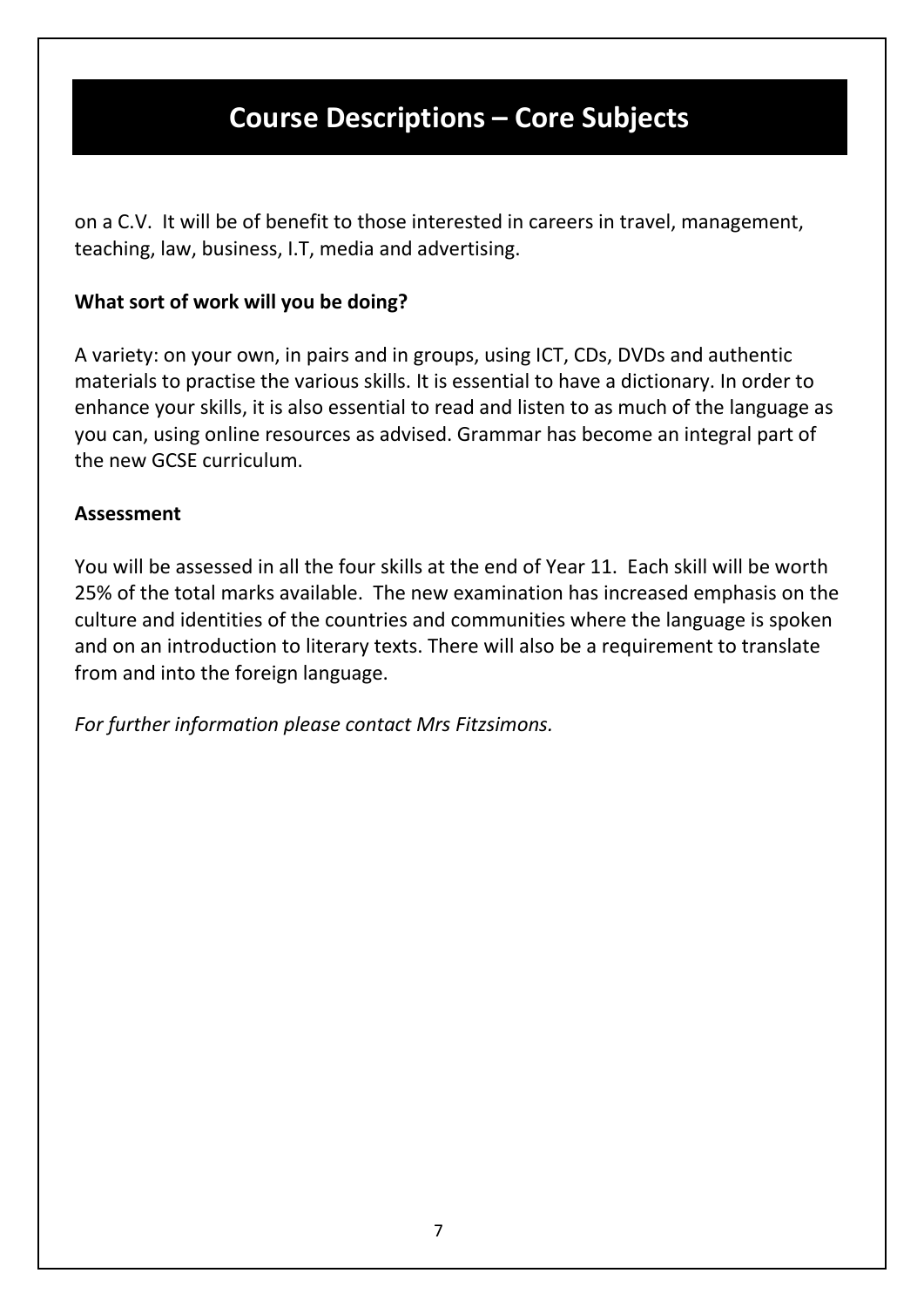# Course Descriptions – Core Subjects

on a C.V. It will be of benefit to those interested in careers in travel, management, teaching, law, business, I.T, media and advertising.

**What sort of work will you be doing?**

A variety: on your own, in pairs and in groups, using ICT, CDs, DVDs and authentic materials to practise the various skills. It is essential to have a dictionary. In order to enhance your skills, it is also essential to read and listen to as much of the language as you can, using online resources as advised. Grammar has become an integral part of the new GCSE curriculum.

**Assessment**

You will be assessed in all the four skills at the end of Year 11. Each skill will be worth 25% of the total marks available. The new examination has increased emphasis on the culture and identities of the countries and communities where the language is spoken and on an introduction to literary texts. There will also be a requirement to translate from and into the foreign language.

*For further information please contact Mrs Fitzsimons.*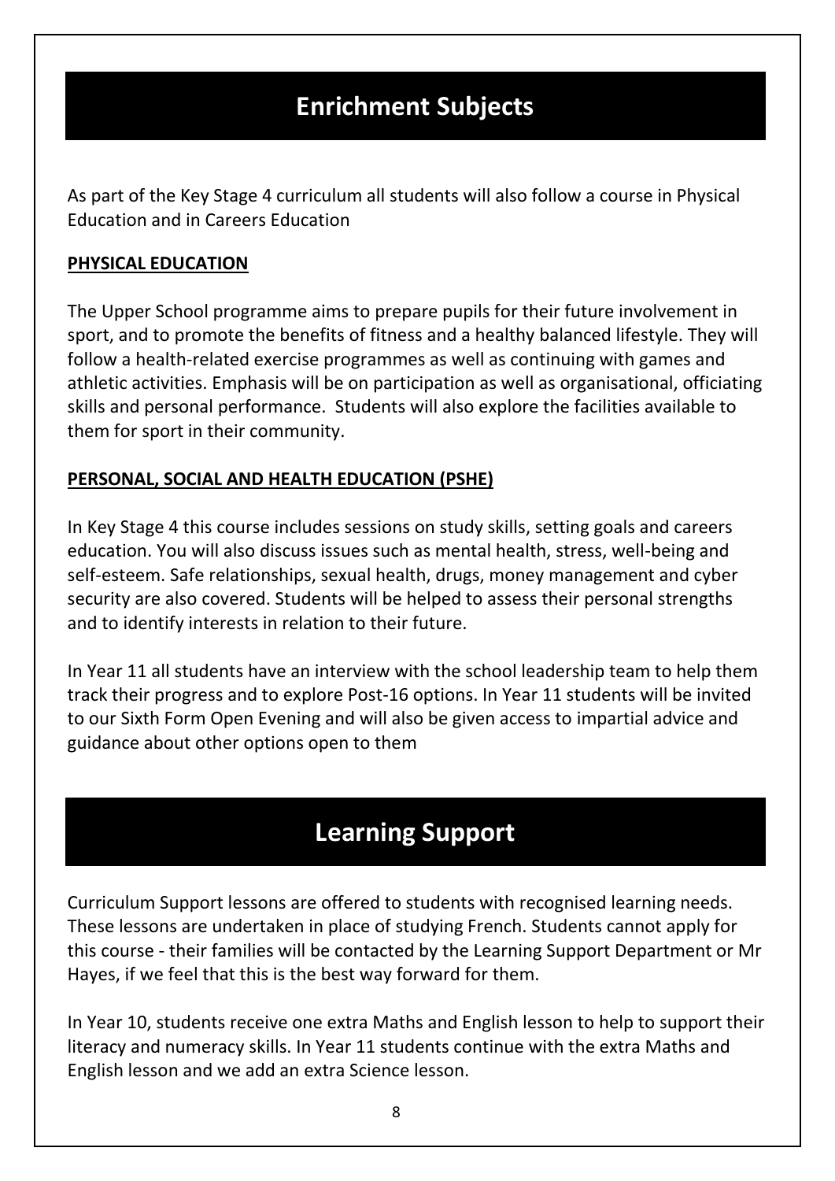# Enrichment Subjects

As part of the Key Stage 4 curriculum all students will also follow a course in Physical Education and in Careers Education

**PHYSICAL EDUCATION**

The Upper School programme aims to prepare pupils for their future involvement in sport, and to promote the benefits of fitness and a healthy balanced lifestyle. They will follow a health-related exercise programmes as well as continuing with games and athletic activities. Emphasis will be on participation as well as organisational, officiating skills and personal performance. Students will also explore the facilities available to them for sport in their community.

**PERSONAL, SOCIAL AND HEALTH EDUCATION (PSHE)**

In Key Stage 4 this course includes sessions on study skills, setting goals and careers education. You will also discuss issues such as mental health, stress, well-being and self-esteem. Safe relationships, sexual health, drugs, money management and cyber security are also covered. Students will be helped to assess their personal strengths and to identify interests in relation to their future.

In Year 11 all students have an interview with the school leadership team to help them track their progress and to explore Post-16 options. In Year 11 students will be invited to our Sixth Form Open Evening and will also be given access to impartial advice and guidance about other options open to them

# Learning Support

Curriculum Support lessons are offered to students with recognised learning needs. These lessons are undertaken in place of studying French. Students cannot apply for this course - their families will be contacted by the Learning Support Department or Mr Hayes, if we feel that this is the best way forward for them.

In Year 10, students receive one extra Maths and English lesson to help to support their literacy and numeracy skills. In Year 11 students continue with the extra Maths and English lesson and we add an extra Science lesson.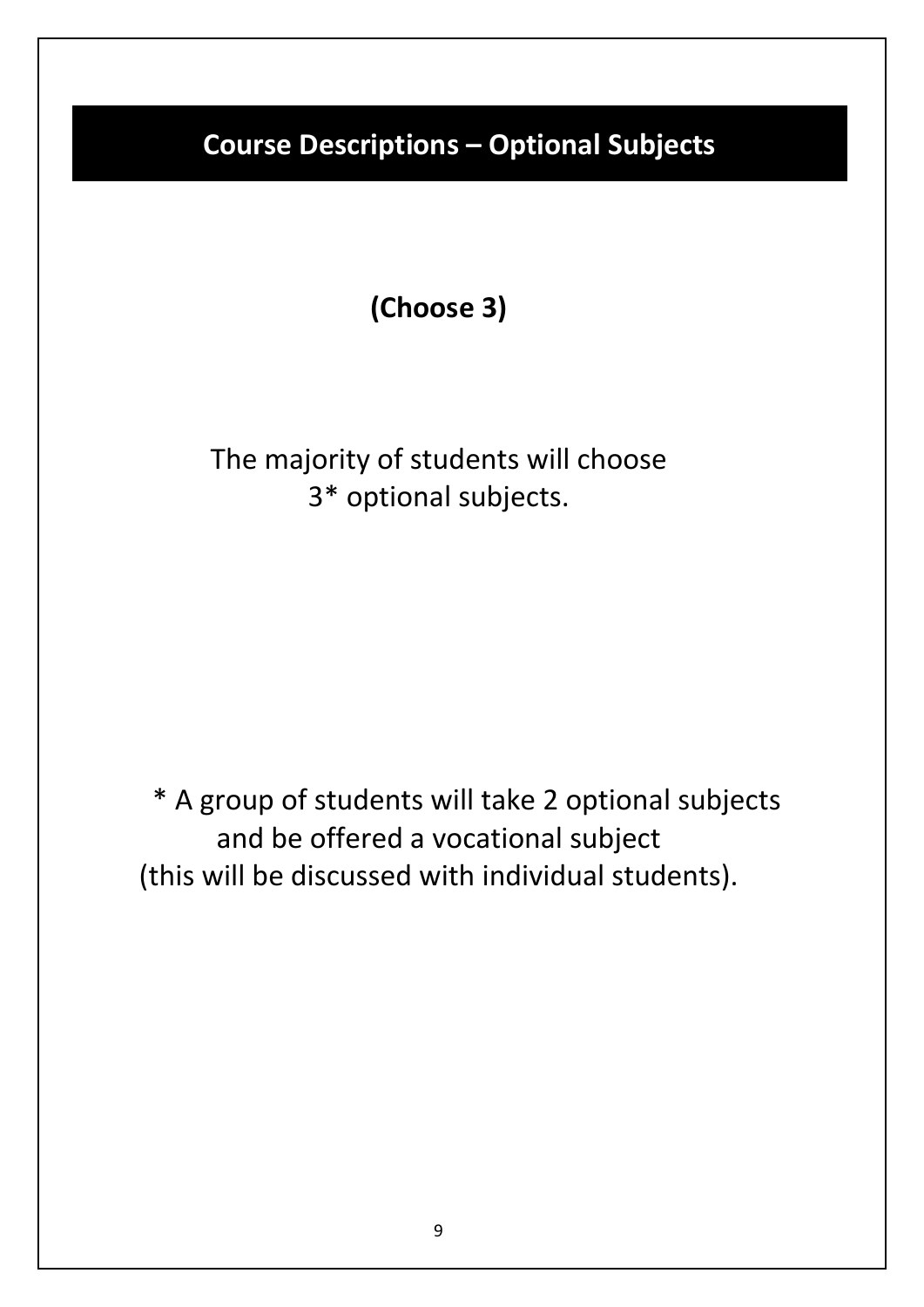# Course Descriptions – Optional Subjects

**(Choose 3)**

The majority of students will choose 3* optional subjects.

* A group of students will take 2 optional subjects and be offered a vocational subject (this will be discussed with individual students).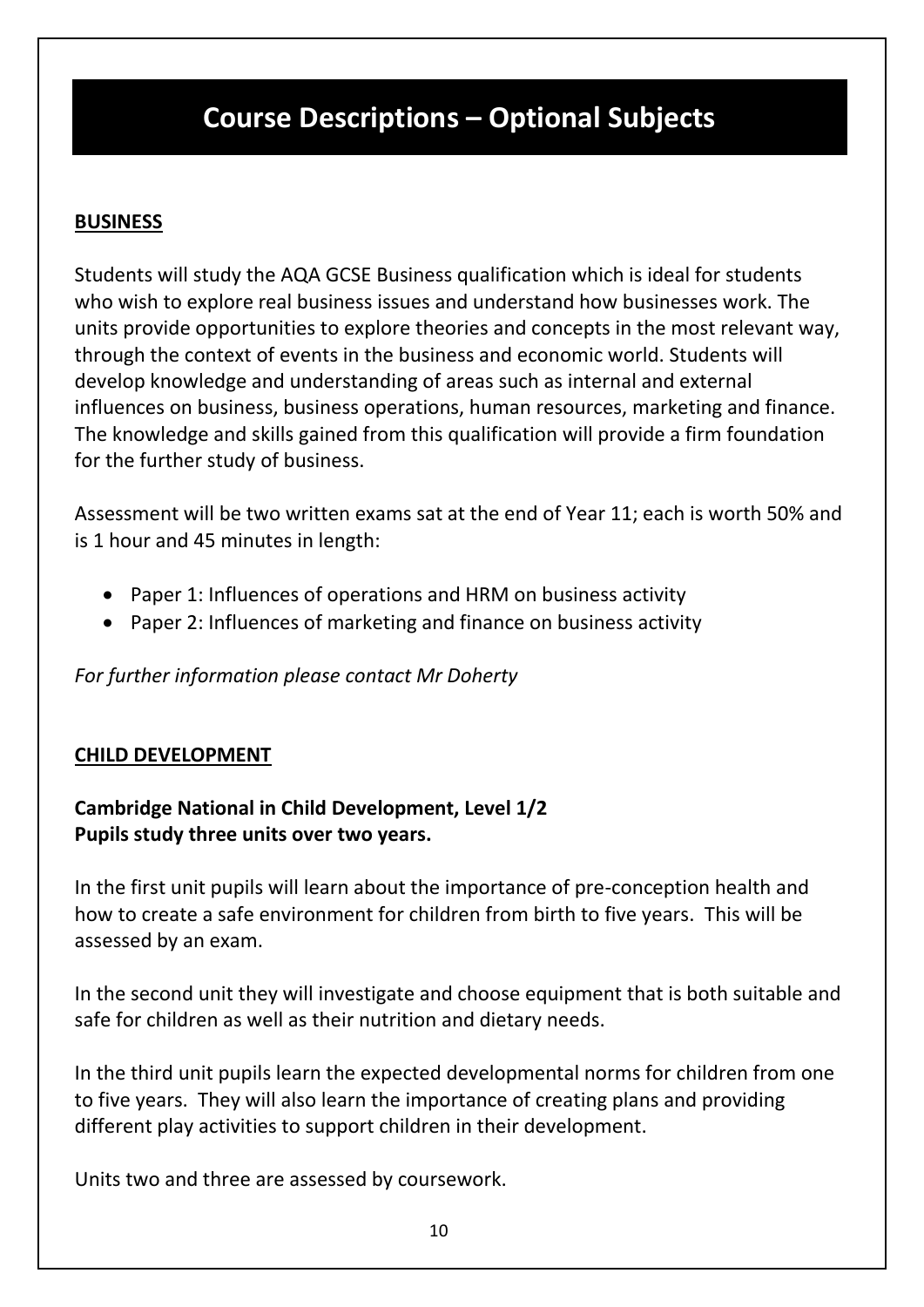# Course Descriptions – Optional Subjects

## BUSINESS

Students will study the AQA GCSE Business qualification which is ideal for students who wish to explore real business issues and understand how businesses work. The units provide opportunities to explore theories and concepts in the most relevant way, through the context of events in the business and economic world. Students will develop knowledge and understanding of areas such as internal and external influences on business, business operations, human resources, marketing and finance. The knowledge and skills gained from this qualification will provide a firm foundation for the further study of business.

Assessment will be two written exams sat at the end of Year 11; each is worth 50% and is 1 hour and 45 minutes in length:

- Paper 1: Influences of operations and HRM on business activity
- Paper 2: Influences of marketing and finance on business activity

*For further information please contact Mr Doherty*

## CHILD DEVELOPMENT

**Cambridge National in Child Development, Level 1/2**
**Pupils study three units over two years.**

In the first unit pupils will learn about the importance of pre-conception health and how to create a safe environment for children from birth to five years. This will be assessed by an exam.

In the second unit they will investigate and choose equipment that is both suitable and safe for children as well as their nutrition and dietary needs.

In the third unit pupils learn the expected developmental norms for children from one to five years. They will also learn the importance of creating plans and providing different play activities to support children in their development.

Units two and three are assessed by coursework.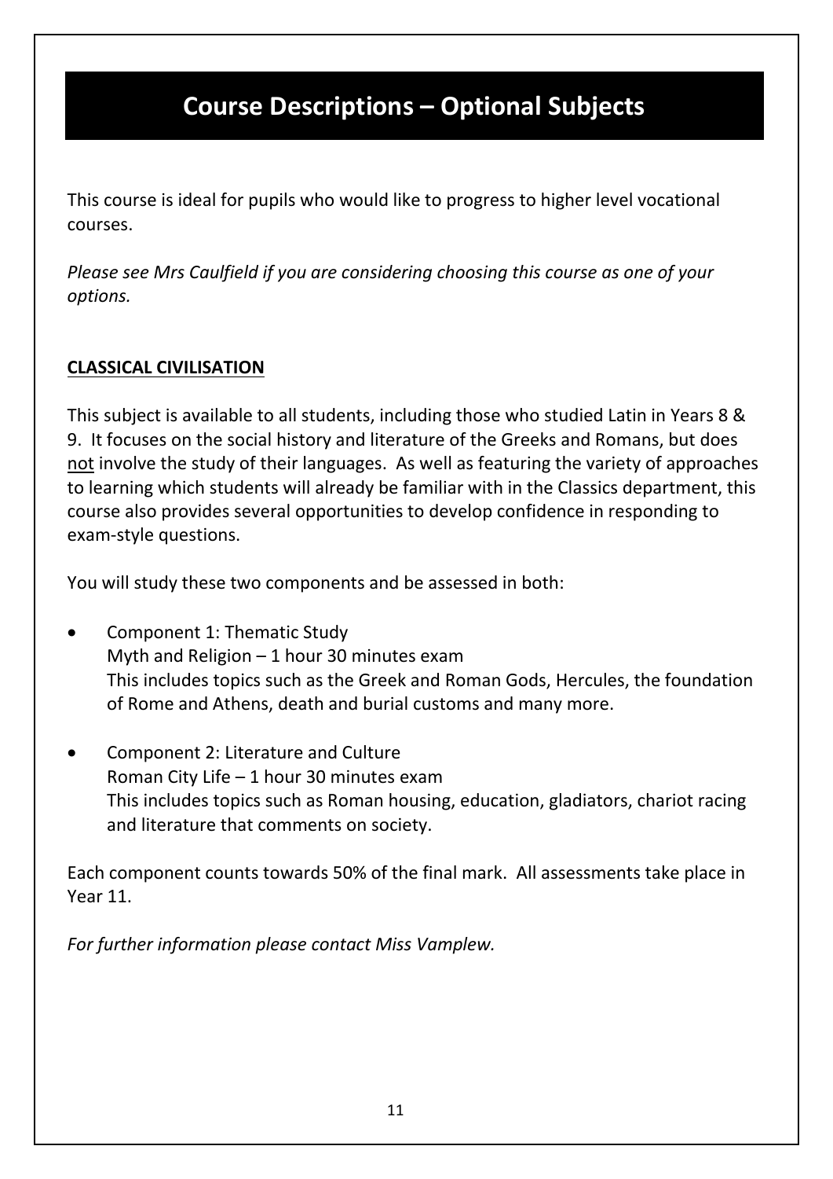# Course Descriptions – Optional Subjects

This course is ideal for pupils who would like to progress to higher level vocational courses.

*Please see Mrs Caulfield if you are considering choosing this course as one of your options.*

## CLASSICAL CIVILISATION

This subject is available to all students, including those who studied Latin in Years 8 & 9. It focuses on the social history and literature of the Greeks and Romans, but does <u>not</u> involve the study of their languages. As well as featuring the variety of approaches to learning which students will already be familiar with in the Classics department, this course also provides several opportunities to develop confidence in responding to exam-style questions.

You will study these two components and be assessed in both:

- Component 1: Thematic Study
  Myth and Religion – 1 hour 30 minutes exam
  This includes topics such as the Greek and Roman Gods, Hercules, the foundation of Rome and Athens, death and burial customs and many more.

- Component 2: Literature and Culture
  Roman City Life – 1 hour 30 minutes exam
  This includes topics such as Roman housing, education, gladiators, chariot racing and literature that comments on society.

Each component counts towards 50% of the final mark. All assessments take place in Year 11.

*For further information please contact Miss Vamplew.*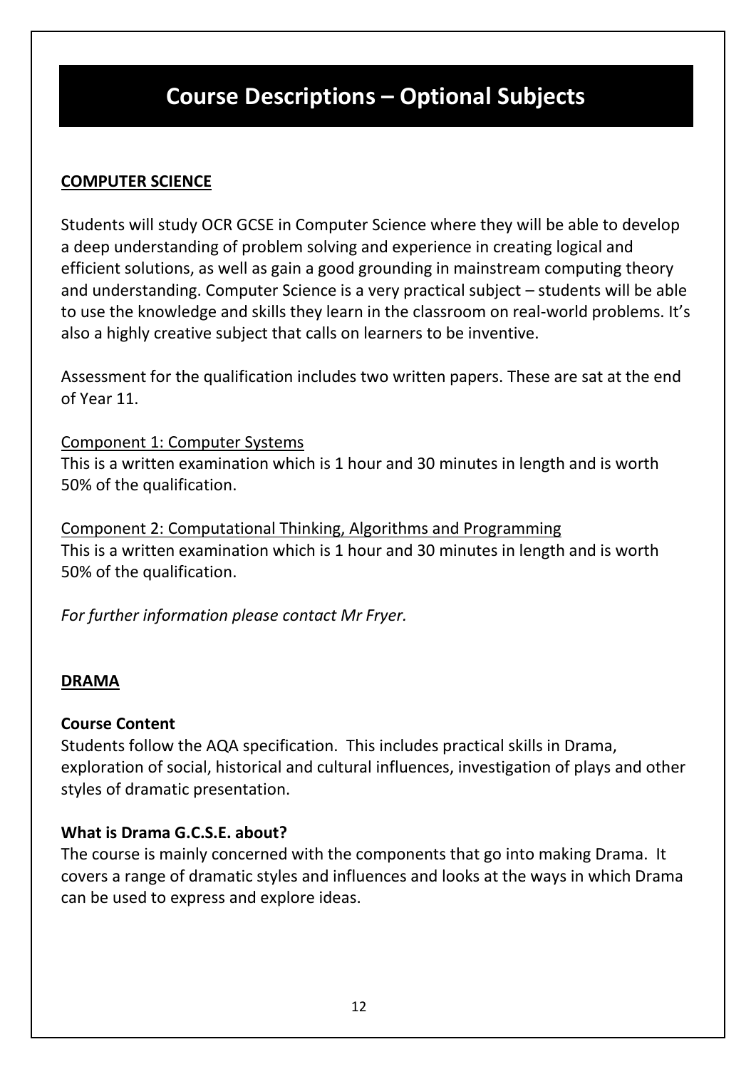# Course Descriptions – Optional Subjects

## COMPUTER SCIENCE

Students will study OCR GCSE in Computer Science where they will be able to develop a deep understanding of problem solving and experience in creating logical and efficient solutions, as well as gain a good grounding in mainstream computing theory and understanding. Computer Science is a very practical subject – students will be able to use the knowledge and skills they learn in the classroom on real-world problems. It's also a highly creative subject that calls on learners to be inventive.

Assessment for the qualification includes two written papers. These are sat at the end of Year 11.

Component 1: Computer Systems
This is a written examination which is 1 hour and 30 minutes in length and is worth 50% of the qualification.

Component 2: Computational Thinking, Algorithms and Programming
This is a written examination which is 1 hour and 30 minutes in length and is worth 50% of the qualification.

*For further information please contact Mr Fryer.*

## DRAMA

**Course Content**
Students follow the AQA specification. This includes practical skills in Drama, exploration of social, historical and cultural influences, investigation of plays and other styles of dramatic presentation.

**What is Drama G.C.S.E. about?**
The course is mainly concerned with the components that go into making Drama. It covers a range of dramatic styles and influences and looks at the ways in which Drama can be used to express and explore ideas.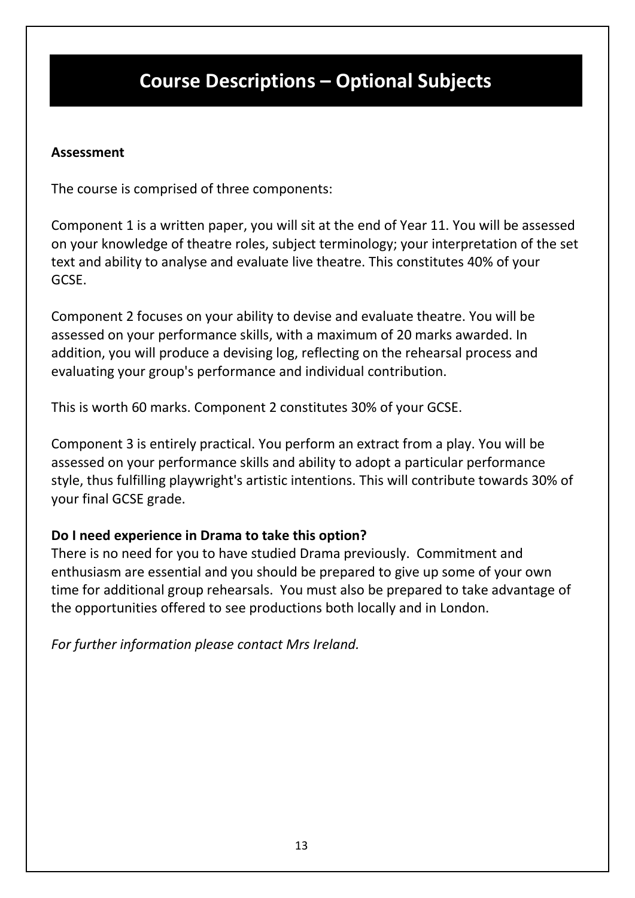# Course Descriptions – Optional Subjects

**Assessment**

The course is comprised of three components:

Component 1 is a written paper, you will sit at the end of Year 11. You will be assessed on your knowledge of theatre roles, subject terminology; your interpretation of the set text and ability to analyse and evaluate live theatre. This constitutes 40% of your GCSE.

Component 2 focuses on your ability to devise and evaluate theatre. You will be assessed on your performance skills, with a maximum of 20 marks awarded. In addition, you will produce a devising log, reflecting on the rehearsal process and evaluating your group's performance and individual contribution.

This is worth 60 marks. Component 2 constitutes 30% of your GCSE.

Component 3 is entirely practical. You perform an extract from a play. You will be assessed on your performance skills and ability to adopt a particular performance style, thus fulfilling playwright's artistic intentions. This will contribute towards 30% of your final GCSE grade.

**Do I need experience in Drama to take this option?**

There is no need for you to have studied Drama previously. Commitment and enthusiasm are essential and you should be prepared to give up some of your own time for additional group rehearsals. You must also be prepared to take advantage of the opportunities offered to see productions both locally and in London.

*For further information please contact Mrs Ireland.*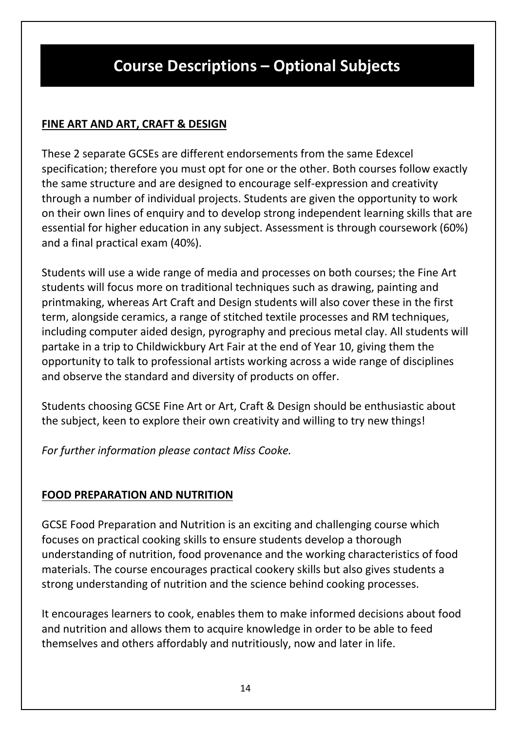# Course Descriptions – Optional Subjects

## FINE ART AND ART, CRAFT & DESIGN

These 2 separate GCSEs are different endorsements from the same Edexcel specification; therefore you must opt for one or the other. Both courses follow exactly the same structure and are designed to encourage self-expression and creativity through a number of individual projects. Students are given the opportunity to work on their own lines of enquiry and to develop strong independent learning skills that are essential for higher education in any subject. Assessment is through coursework (60%) and a final practical exam (40%).

Students will use a wide range of media and processes on both courses; the Fine Art students will focus more on traditional techniques such as drawing, painting and printmaking, whereas Art Craft and Design students will also cover these in the first term, alongside ceramics, a range of stitched textile processes and RM techniques, including computer aided design, pyrography and precious metal clay. All students will partake in a trip to Childwickbury Art Fair at the end of Year 10, giving them the opportunity to talk to professional artists working across a wide range of disciplines and observe the standard and diversity of products on offer.

Students choosing GCSE Fine Art or Art, Craft & Design should be enthusiastic about the subject, keen to explore their own creativity and willing to try new things!

*For further information please contact Miss Cooke.*

## FOOD PREPARATION AND NUTRITION

GCSE Food Preparation and Nutrition is an exciting and challenging course which focuses on practical cooking skills to ensure students develop a thorough understanding of nutrition, food provenance and the working characteristics of food materials. The course encourages practical cookery skills but also gives students a strong understanding of nutrition and the science behind cooking processes.

It encourages learners to cook, enables them to make informed decisions about food and nutrition and allows them to acquire knowledge in order to be able to feed themselves and others affordably and nutritiously, now and later in life.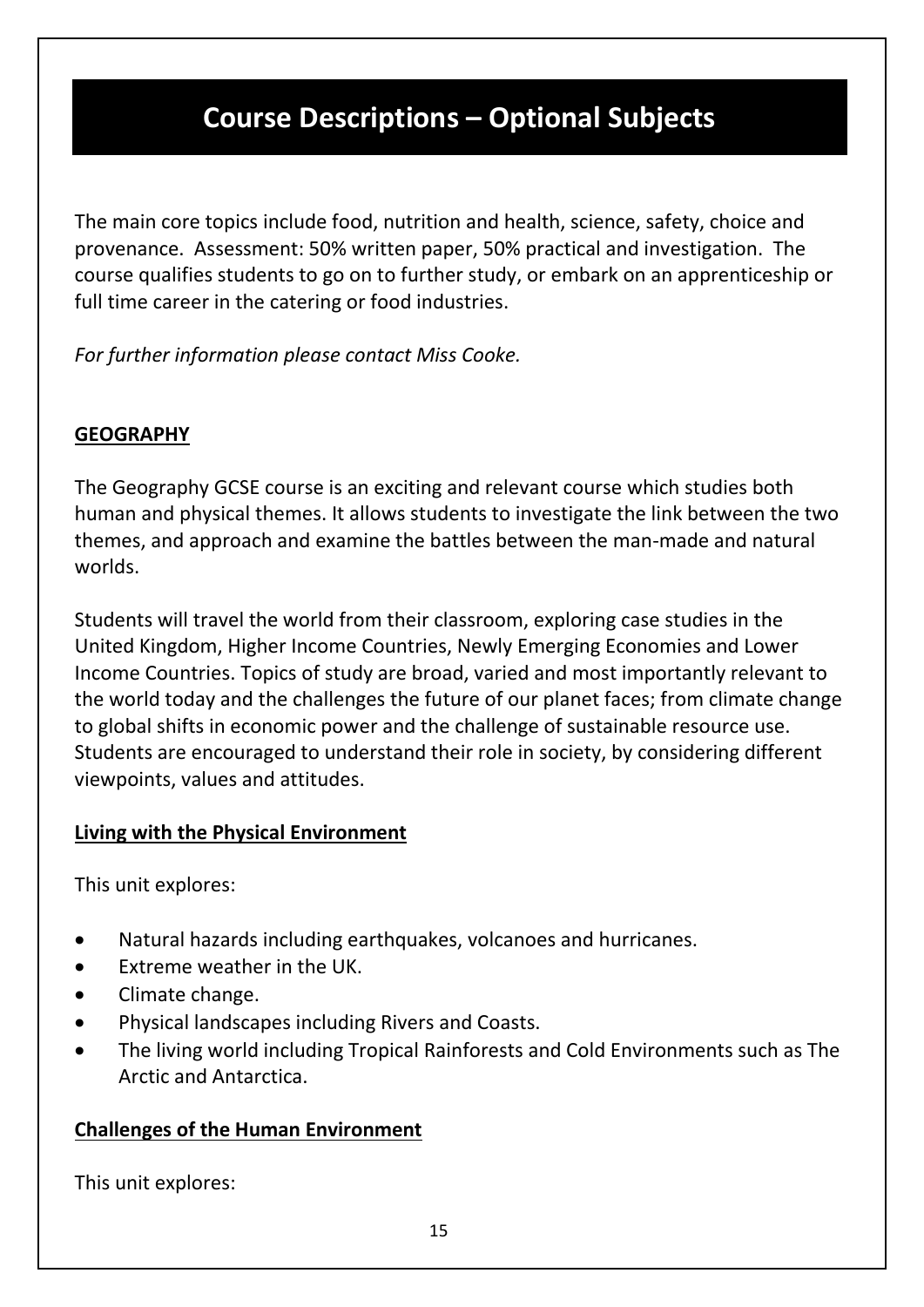# Course Descriptions – Optional Subjects

The main core topics include food, nutrition and health, science, safety, choice and provenance. Assessment: 50% written paper, 50% practical and investigation. The course qualifies students to go on to further study, or embark on an apprenticeship or full time career in the catering or food industries.

*For further information please contact Miss Cooke.*

## GEOGRAPHY

The Geography GCSE course is an exciting and relevant course which studies both human and physical themes. It allows students to investigate the link between the two themes, and approach and examine the battles between the man-made and natural worlds.

Students will travel the world from their classroom, exploring case studies in the United Kingdom, Higher Income Countries, Newly Emerging Economies and Lower Income Countries. Topics of study are broad, varied and most importantly relevant to the world today and the challenges the future of our planet faces; from climate change to global shifts in economic power and the challenge of sustainable resource use. Students are encouraged to understand their role in society, by considering different viewpoints, values and attitudes.

### Living with the Physical Environment

This unit explores:

- Natural hazards including earthquakes, volcanoes and hurricanes.
- Extreme weather in the UK.
- Climate change.
- Physical landscapes including Rivers and Coasts.
- The living world including Tropical Rainforests and Cold Environments such as The Arctic and Antarctica.

### Challenges of the Human Environment

This unit explores: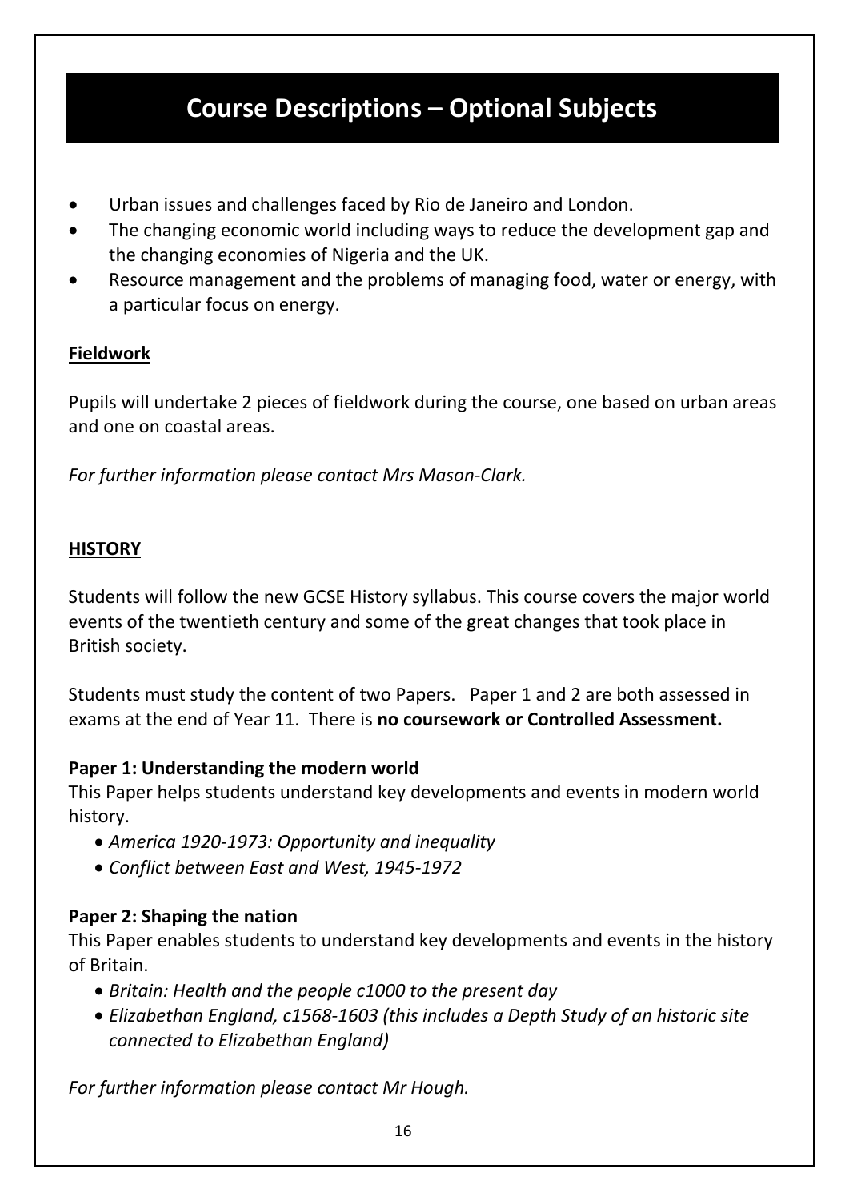# Course Descriptions – Optional Subjects

- Urban issues and challenges faced by Rio de Janeiro and London.
- The changing economic world including ways to reduce the development gap and the changing economies of Nigeria and the UK.
- Resource management and the problems of managing food, water or energy, with a particular focus on energy.

**Fieldwork**

Pupils will undertake 2 pieces of fieldwork during the course, one based on urban areas and one on coastal areas.

*For further information please contact Mrs Mason-Clark.*

**HISTORY**

Students will follow the new GCSE History syllabus. This course covers the major world events of the twentieth century and some of the great changes that took place in British society.

Students must study the content of two Papers. Paper 1 and 2 are both assessed in exams at the end of Year 11. There is **no coursework or Controlled Assessment.**

**Paper 1: Understanding the modern world**

This Paper helps students understand key developments and events in modern world history.

- *America 1920-1973: Opportunity and inequality*
- *Conflict between East and West, 1945-1972*

**Paper 2: Shaping the nation**

This Paper enables students to understand key developments and events in the history of Britain.

- *Britain: Health and the people c1000 to the present day*
- *Elizabethan England, c1568-1603 (this includes a Depth Study of an historic site connected to Elizabethan England)*

*For further information please contact Mr Hough.*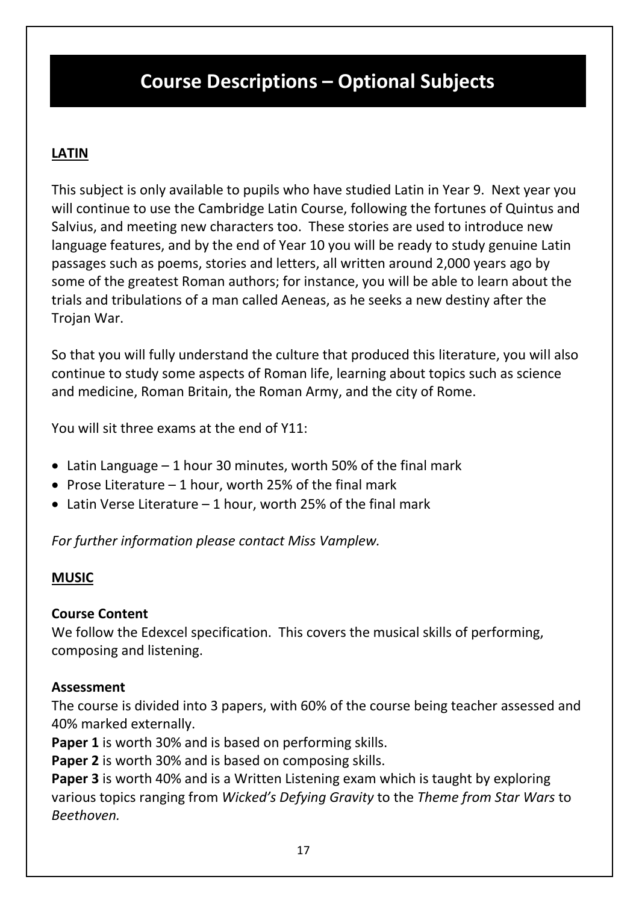# Course Descriptions – Optional Subjects

## LATIN

This subject is only available to pupils who have studied Latin in Year 9. Next year you will continue to use the Cambridge Latin Course, following the fortunes of Quintus and Salvius, and meeting new characters too. These stories are used to introduce new language features, and by the end of Year 10 you will be ready to study genuine Latin passages such as poems, stories and letters, all written around 2,000 years ago by some of the greatest Roman authors; for instance, you will be able to learn about the trials and tribulations of a man called Aeneas, as he seeks a new destiny after the Trojan War.

So that you will fully understand the culture that produced this literature, you will also continue to study some aspects of Roman life, learning about topics such as science and medicine, Roman Britain, the Roman Army, and the city of Rome.

You will sit three exams at the end of Y11:

- Latin Language – 1 hour 30 minutes, worth 50% of the final mark
- Prose Literature – 1 hour, worth 25% of the final mark
- Latin Verse Literature – 1 hour, worth 25% of the final mark

*For further information please contact Miss Vamplew.*

## MUSIC

**Course Content**
We follow the Edexcel specification. This covers the musical skills of performing, composing and listening.

**Assessment**
The course is divided into 3 papers, with 60% of the course being teacher assessed and 40% marked externally.
**Paper 1** is worth 30% and is based on performing skills.
**Paper 2** is worth 30% and is based on composing skills.
**Paper 3** is worth 40% and is a Written Listening exam which is taught by exploring various topics ranging from *Wicked's Defying Gravity* to the *Theme from Star Wars* to *Beethoven.*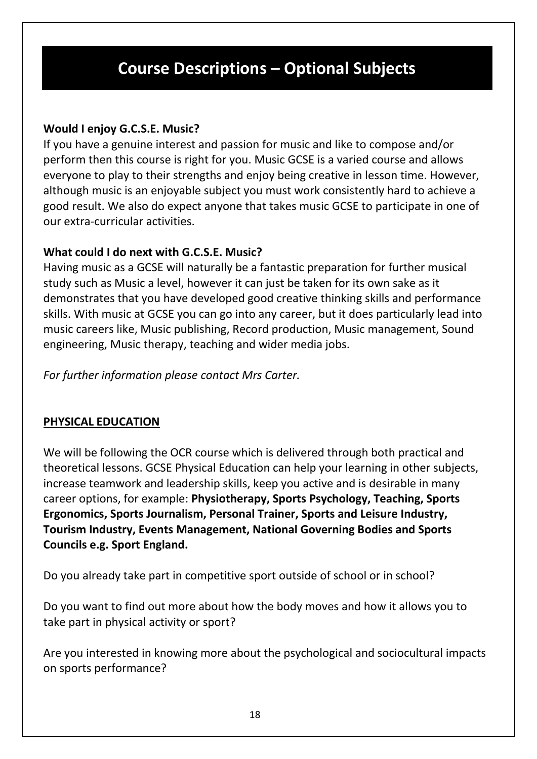# Course Descriptions – Optional Subjects

**Would I enjoy G.C.S.E. Music?**

If you have a genuine interest and passion for music and like to compose and/or perform then this course is right for you. Music GCSE is a varied course and allows everyone to play to their strengths and enjoy being creative in lesson time. However, although music is an enjoyable subject you must work consistently hard to achieve a good result. We also do expect anyone that takes music GCSE to participate in one of our extra-curricular activities.

**What could I do next with G.C.S.E. Music?**

Having music as a GCSE will naturally be a fantastic preparation for further musical study such as Music a level, however it can just be taken for its own sake as it demonstrates that you have developed good creative thinking skills and performance skills. With music at GCSE you can go into any career, but it does particularly lead into music careers like, Music publishing, Record production, Music management, Sound engineering, Music therapy, teaching and wider media jobs.

*For further information please contact Mrs Carter.*

## PHYSICAL EDUCATION

We will be following the OCR course which is delivered through both practical and theoretical lessons. GCSE Physical Education can help your learning in other subjects, increase teamwork and leadership skills, keep you active and is desirable in many career options, for example: **Physiotherapy, Sports Psychology, Teaching, Sports Ergonomics, Sports Journalism, Personal Trainer, Sports and Leisure Industry, Tourism Industry, Events Management, National Governing Bodies and Sports Councils e.g. Sport England.**

Do you already take part in competitive sport outside of school or in school?

Do you want to find out more about how the body moves and how it allows you to take part in physical activity or sport?

Are you interested in knowing more about the psychological and sociocultural impacts on sports performance?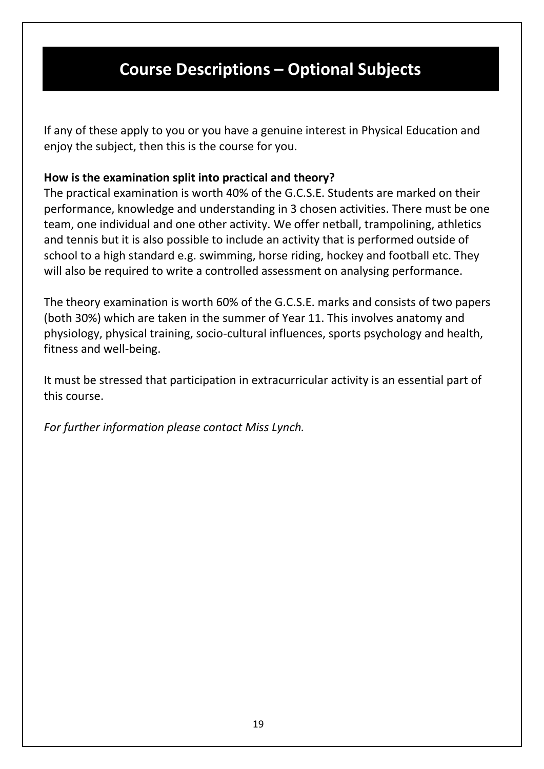# Course Descriptions – Optional Subjects

If any of these apply to you or you have a genuine interest in Physical Education and enjoy the subject, then this is the course for you.

**How is the examination split into practical and theory?**

The practical examination is worth 40% of the G.C.S.E. Students are marked on their performance, knowledge and understanding in 3 chosen activities. There must be one team, one individual and one other activity. We offer netball, trampolining, athletics and tennis but it is also possible to include an activity that is performed outside of school to a high standard e.g. swimming, horse riding, hockey and football etc. They will also be required to write a controlled assessment on analysing performance.

The theory examination is worth 60% of the G.C.S.E. marks and consists of two papers (both 30%) which are taken in the summer of Year 11. This involves anatomy and physiology, physical training, socio-cultural influences, sports psychology and health, fitness and well-being.

It must be stressed that participation in extracurricular activity is an essential part of this course.

*For further information please contact Miss Lynch.*